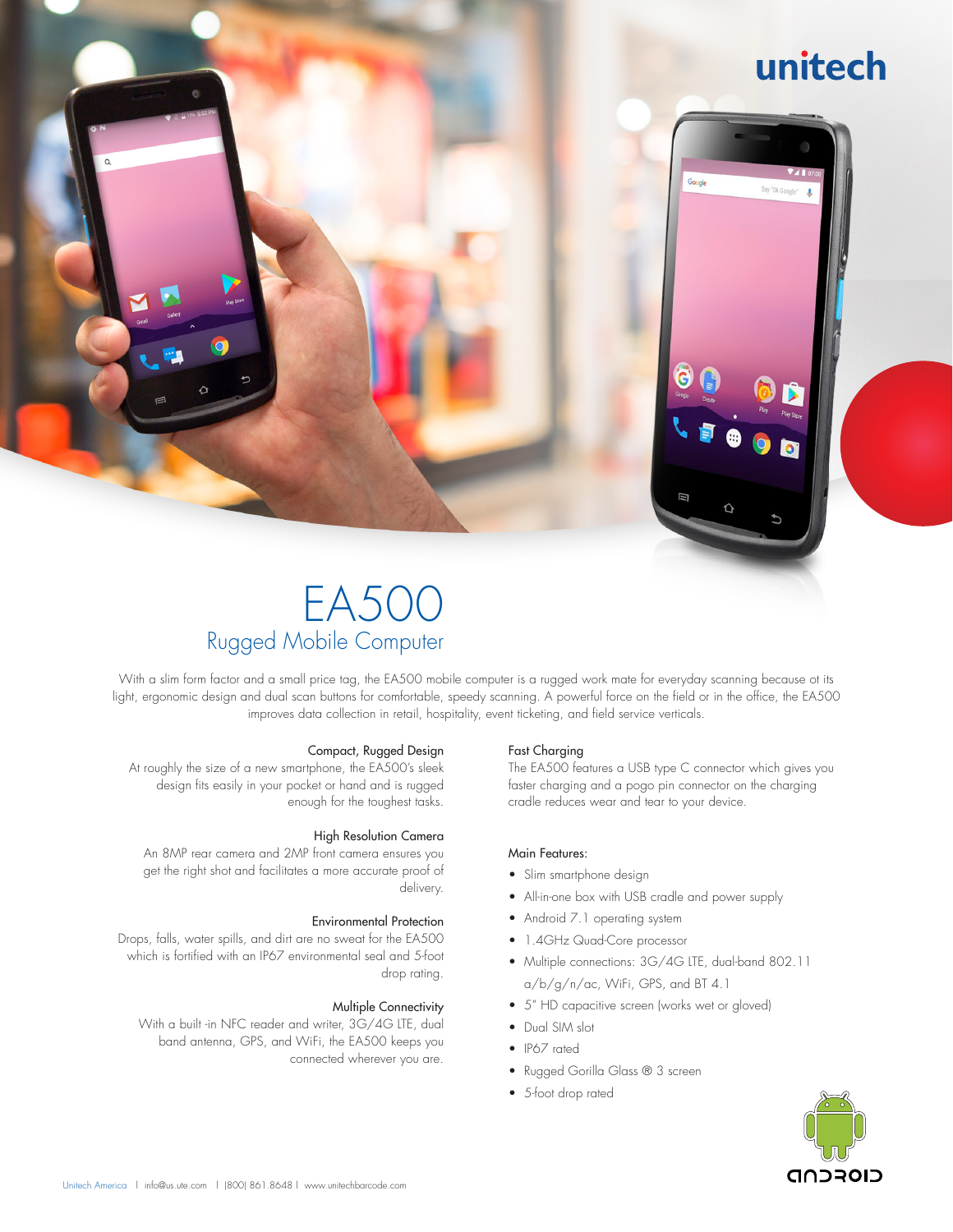unitech

# EA500

## Rugged Mobile Computer

With a slim form factor and a small price tag, the EA500 mobile computer is a rugged work mate for everyday scanning because of its light, ergonomic design and dual scan buttons for comfortable, speedy scanning. A powerful force on the field or in the office, the EA500 improves data collection in retail, hospitality, event ticketing, and field service verticals.

### Compact, Rugged Design

At roughly the size of a new smartphone, the EA500's sleek design fits easily in your pocket or hand and is rugged enough for the toughest tasks.

### High Resolution Camera

An 8MP rear camera and 2MP front camera ensures you get the right shot and facilitates a more accurate proof of delivery.

### Environmental Protection

Drops, falls, water spills, and dirt are no sweat for the EA500 which is fortified with an IP67 environmental seal and 5-foot drop rating.

### Multiple Connectivity

With a built -in NFC reader and writer, 3G/4G LTE, dual band antenna, GPS, and WiFi, the EA500 keeps you connected wherever you are.

### Fast Charging

The EA500 features a USB type C connector which gives you faster charging and a pogo pin connector on the charging cradle reduces wear and tear to your device.

### Main Features:

- Slim smartphone design
- All-in-one box with USB cradle and power supply
- Android 7.1 operating system
- 1.4GHz Quad-Core processor
- Multiple connections: 3G/4G LTE, dual-band 802.11 a/b/g/n/ac, WiFi, GPS, and BT 4.1
- 5" HD capacitive screen (works wet or gloved)
- Dual SIM slot
- IP67 rated
- Rugged Gorilla Glass ® 3 screen
- 5-foot drop rated

Unitech America | info@us.ute.com | (800) 861.8648 | www.unitechbarcode.com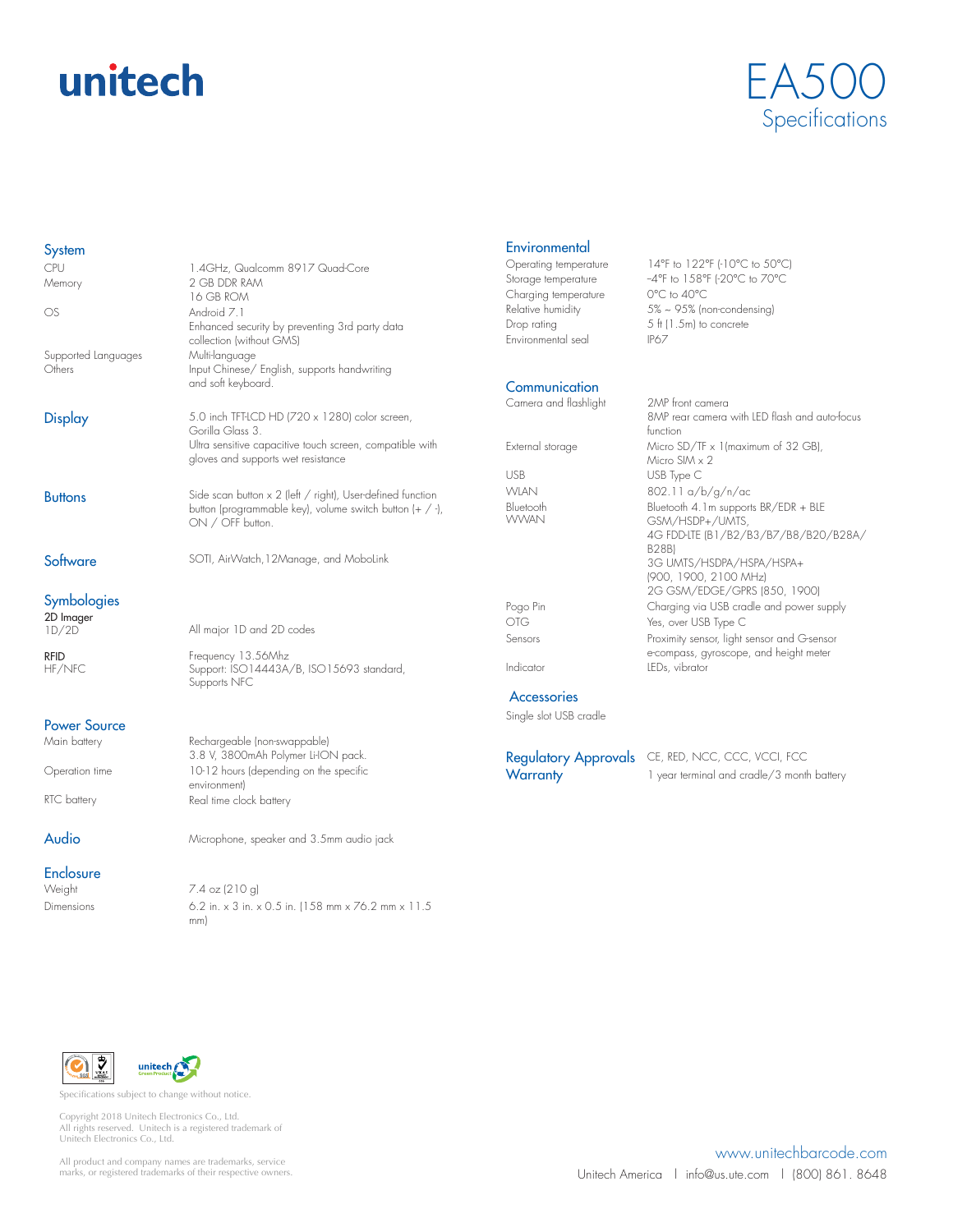# unitech

# EA500 Specifications

## System

| | |
|---|---|
| CPU | 1.4GHz, Qualcomm 8917 Quad-Core |
| Memory | 2 GB DDR RAM<br>16 GB ROM |
| OS | Android 7.1<br>Enhanced security by preventing 3rd party data collection (without GMS) |
| Supported Languages | Multi-language |
| Others | Input Chinese/ English, supports handwriting and soft keyboard. |

## Display

5.0 inch TFT-LCD HD (720 x 1280) color screen, Gorilla Glass 3.
Ultra sensitive capacitive touch screen, compatible with gloves and supports wet resistance

## Buttons

Side scan button x 2 (left / right), User-defined function button (programmable key), volume switch button (+ / -), ON / OFF button.

## Software

SOTI, AirWatch,12Manage, and MoboLink

## Symbologies

| | |
|---|---|
| **2D Imager**<br>1D/2D | All major 1D and 2D codes |
| **RFID**<br>HF/NFC | Frequency 13.56Mhz<br>Support: ISO14443A/B, ISO15693 standard, Supports NFC |

## Power Source

| | |
|---|---|
| Main battery | Rechargeable (non-swappable)<br>3.8 V, 3800mAh Polymer Li-ION pack. |
| Operation time | 10-12 hours (depending on the specific environment) |
| RTC battery | Real time clock battery |

## Audio

Microphone, speaker and 3.5mm audio jack

## Enclosure

| | |
|---|---|
| Weight | 7.4 oz (210 g) |
| Dimensions | 6.2 in. x 3 in. x 0.5 in. (158 mm x 76.2 mm x 11.5 mm) |

## Environmental

| | |
|---|---|
| Operating temperature | 14°F to 122°F (-10°C to 50°C) |
| Storage temperature | -4°F to 158°F (-20°C to 70°C |
| Charging temperature | 0°C to 40°C |
| Relative humidity | 5% ~ 95% (non-condensing) |
| Drop rating | 5 ft (1.5m) to concrete |
| Environmental seal | IP67 |

## Communication

| | |
|---|---|
| Camera and flashlight | 2MP front camera<br>8MP rear camera with LED flash and auto-focus function |
| External storage | Micro SD/TF x 1(maximum of 32 GB),<br>Micro SIM x 2 |
| USB | USB Type C |
| WLAN | 802.11 a/b/g/n/ac |
| Bluetooth | Bluetooth 4.1m supports BR/EDR + BLE |
| WWAN | GSM/HSDP+/UMTS,<br>4G FDD-LTE (B1/B2/B3/B7/B8/B20/B28A/B28B)<br>3G UMTS/HSDPA/HSPA/HSPA+ (900, 1900, 2100 MHz)<br>2G GSM/EDGE/GPRS (850, 1900) |
| Pogo Pin | Charging via USB cradle and power supply |
| OTG | Yes, over USB Type C |
| Sensors | Proximity sensor, light sensor and G-sensor e-compass, gyroscope, and height meter |
| Indicator | LEDs, vibrator |

## Accessories

Single slot USB cradle

## Regulatory Approvals

CE, RED, NCC, CCC, VCCI, FCC

## Warranty

1 year terminal and cradle/3 month battery

Specifications subject to change without notice.

Copyright 2018 Unitech Electronics Co., Ltd.
All rights reserved. Unitech is a registered trademark of Unitech Electronics Co., Ltd.

All product and company names are trademarks, service marks, or registered trademarks of their respective owners.

www.unitechbarcode.com

Unitech America | info@us.ute.com | (800) 861. 8648